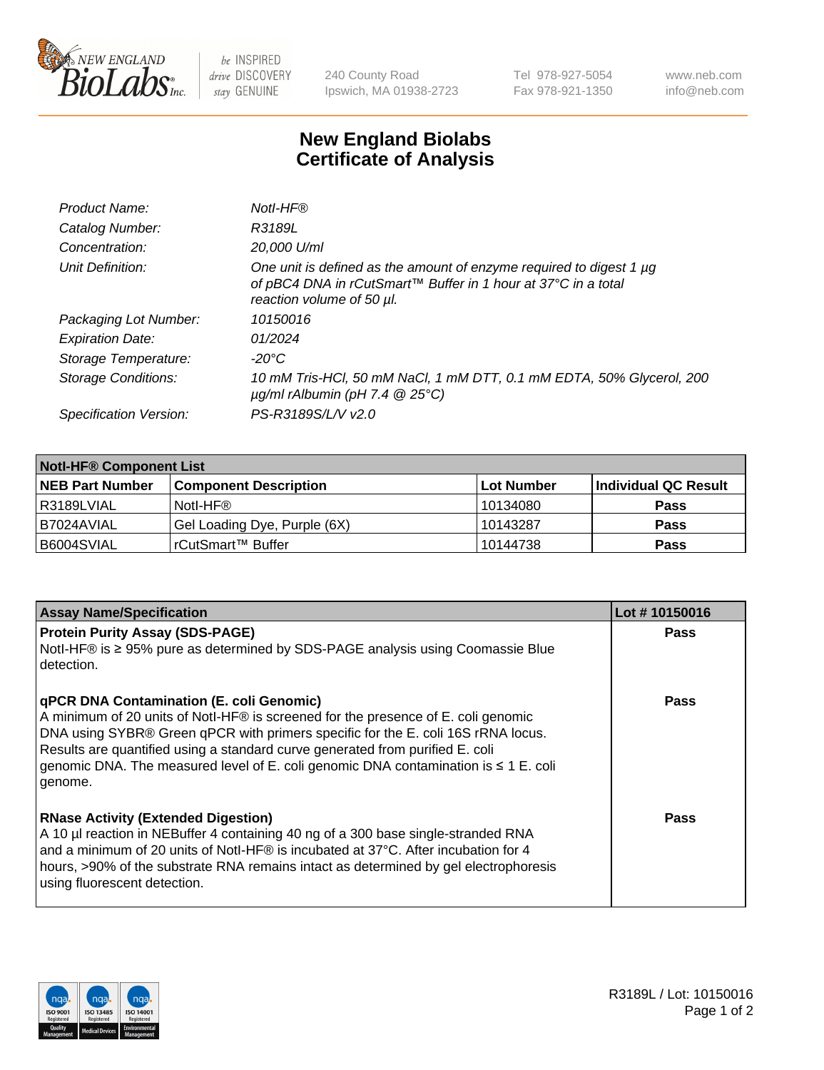# New England Biolabs
# Certificate of Analysis

| | |
|---|---|
| *Product Name:* | *NotI-HF®* |
| *Catalog Number:* | *R3189L* |
| *Concentration:* | *20,000 U/ml* |
| *Unit Definition:* | *One unit is defined as the amount of enzyme required to digest 1 µg of pBC4 DNA in rCutSmart™ Buffer in 1 hour at 37°C in a total reaction volume of 50 µl.* |
| *Packaging Lot Number:* | *10150016* |
| *Expiration Date:* | *01/2024* |
| *Storage Temperature:* | *-20°C* |
| *Storage Conditions:* | *10 mM Tris-HCl, 50 mM NaCl, 1 mM DTT, 0.1 mM EDTA, 50% Glycerol, 200 µg/ml rAlbumin (pH 7.4 @ 25°C)* |
| *Specification Version:* | *PS-R3189S/L/V v2.0* |

| **NotI-HF® Component List** | | | |
|---|---|---|---|
| **NEB Part Number** | **Component Description** | **Lot Number** | **Individual QC Result** |
| R3189LVIAL | NotI-HF® | 10134080 | **Pass** |
| B7024AVIAL | Gel Loading Dye, Purple (6X) | 10143287 | **Pass** |
| B6004SVIAL | rCutSmart™ Buffer | 10144738 | **Pass** |

| **Assay Name/Specification** | **Lot # 10150016** |
|---|---|
| **Protein Purity Assay (SDS-PAGE)**<br>NotI-HF® is ≥ 95% pure as determined by SDS-PAGE analysis using Coomassie Blue detection. | **Pass** |
| **qPCR DNA Contamination (E. coli Genomic)**<br>A minimum of 20 units of NotI-HF® is screened for the presence of E. coli genomic DNA using SYBR® Green qPCR with primers specific for the E. coli 16S rRNA locus. Results are quantified using a standard curve generated from purified E. coli genomic DNA. The measured level of E. coli genomic DNA contamination is ≤ 1 E. coli genome. | **Pass** |
| **RNase Activity (Extended Digestion)**<br>A 10 µl reaction in NEBuffer 4 containing 40 ng of a 300 base single-stranded RNA and a minimum of 20 units of NotI-HF® is incubated at 37°C. After incubation for 4 hours, >90% of the substrate RNA remains intact as determined by gel electrophoresis using fluorescent detection. | **Pass** |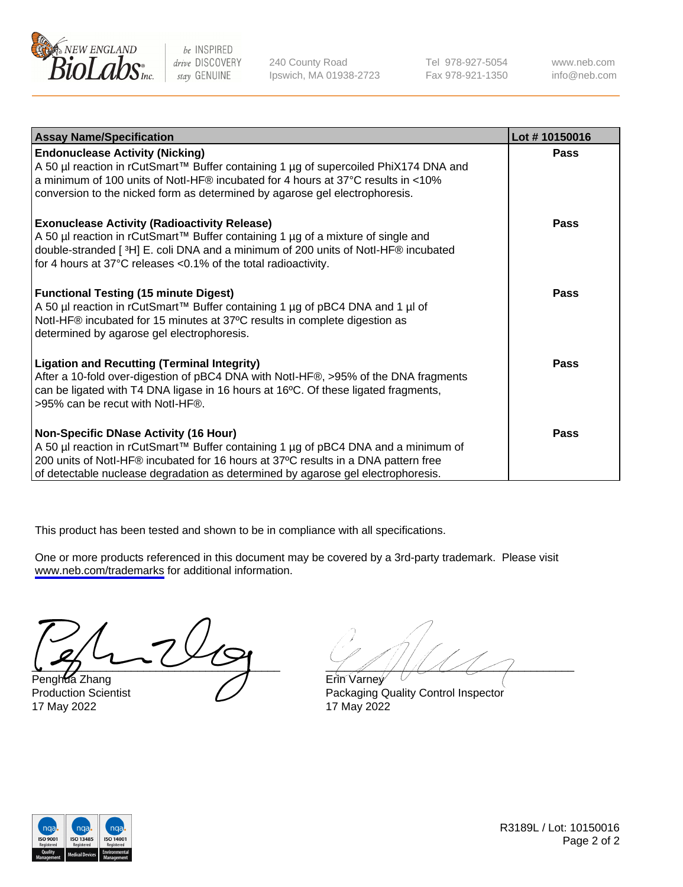| Assay Name/Specification | Lot # 10150016 |
|---|---|
| **Endonuclease Activity (Nicking)**<br>A 50 µl reaction in rCutSmart™ Buffer containing 1 µg of supercoiled PhiX174 DNA and a minimum of 100 units of NotI-HF® incubated for 4 hours at 37°C results in <10% conversion to the nicked form as determined by agarose gel electrophoresis. | **Pass** |
| **Exonuclease Activity (Radioactivity Release)**<br>A 50 µl reaction in rCutSmart™ Buffer containing 1 µg of a mixture of single and double-stranded [ $^3$H] E. coli DNA and a minimum of 200 units of NotI-HF® incubated for 4 hours at 37°C releases <0.1% of the total radioactivity. | **Pass** |
| **Functional Testing (15 minute Digest)**<br>A 50 µl reaction in rCutSmart™ Buffer containing 1 µg of pBC4 DNA and 1 µl of NotI-HF® incubated for 15 minutes at 37ºC results in complete digestion as determined by agarose gel electrophoresis. | **Pass** |
| **Ligation and Recutting (Terminal Integrity)**<br>After a 10-fold over-digestion of pBC4 DNA with NotI-HF®, >95% of the DNA fragments can be ligated with T4 DNA ligase in 16 hours at 16ºC. Of these ligated fragments, >95% can be recut with NotI-HF®. | **Pass** |
| **Non-Specific DNase Activity (16 Hour)**<br>A 50 µl reaction in rCutSmart™ Buffer containing 1 µg of pBC4 DNA and a minimum of 200 units of NotI-HF® incubated for 16 hours at 37ºC results in a DNA pattern free of detectable nuclease degradation as determined by agarose gel electrophoresis. | **Pass** |

This product has been tested and shown to be in compliance with all specifications.

One or more products referenced in this document may be covered by a 3rd-party trademark. Please visit www.neb.com/trademarks for additional information.

Penghua Zhang
Production Scientist
17 May 2022

Erin Varney
Packaging Quality Control Inspector
17 May 2022

R3189L / Lot: 10150016